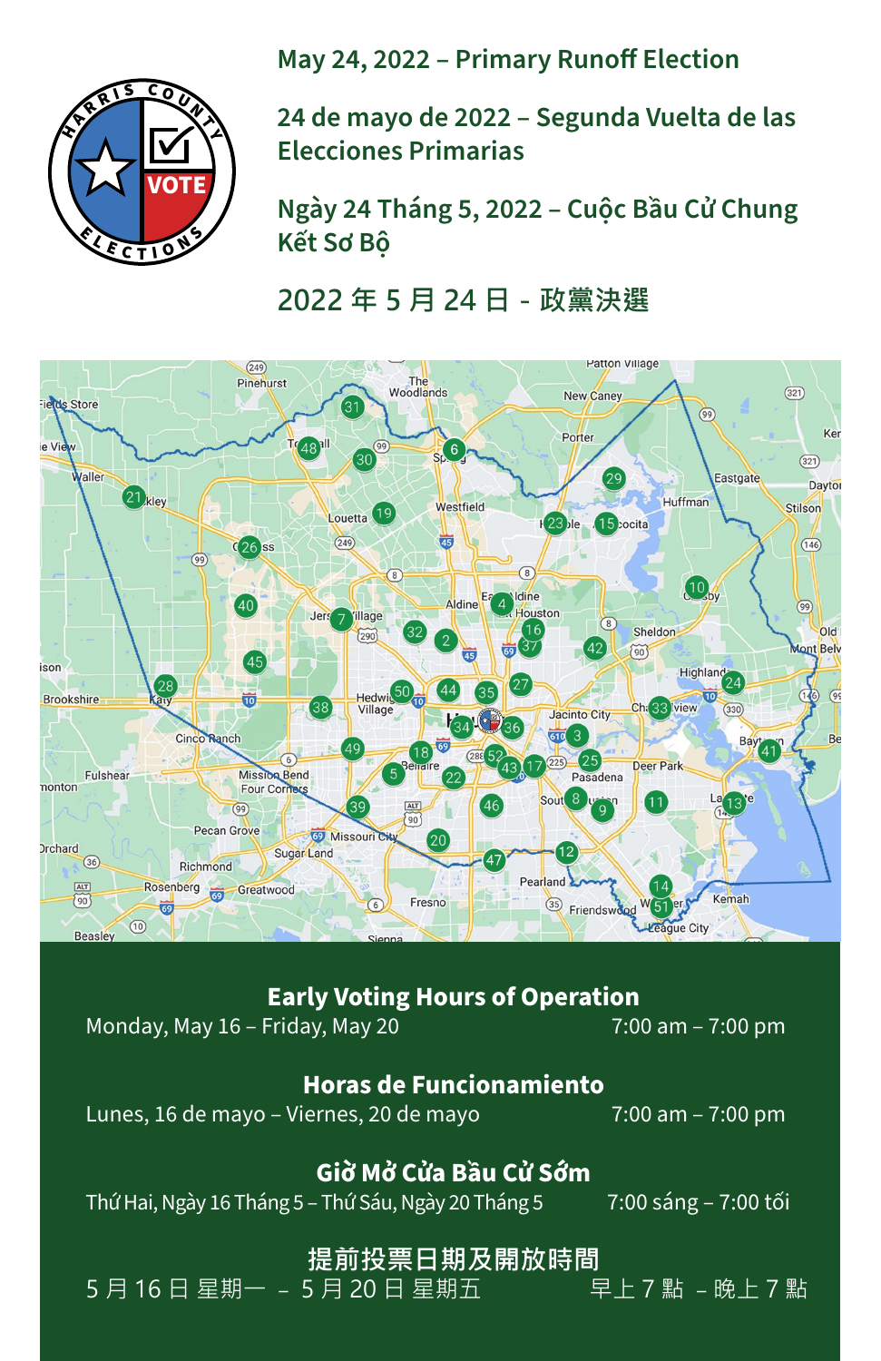## May 24, 2022 – Primary Runoff Election

## 24 de mayo de 2022 – Segunda Vuelta de las Elecciones Primarias

## Ngày 24 Tháng 5, 2022 – Cuộc Bầu Cử Chung Kết Sơ Bộ

## 2022 年 5 月 24 日 - 政黨決選

### Early Voting Hours of Operation

| Monday, May 16 – Friday, May 20 | 7:00 am – 7:00 pm |
|---|---|

### Horas de Funcionamiento

| Lunes, 16 de mayo – Viernes, 20 de mayo | 7:00 am – 7:00 pm |
|---|---|

### Giờ Mở Cửa Bầu Cử Sớm

| Thứ Hai, Ngày 16 Tháng 5 – Thứ Sáu, Ngày 20 Tháng 5 | 7:00 sáng – 7:00 tối |
|---|---|

### 提前投票日期及開放時間

| 5 月 16 日 星期一 – 5 月 20 日 星期五 | 早上 7 點 – 晚上 7 點 |
|---|---|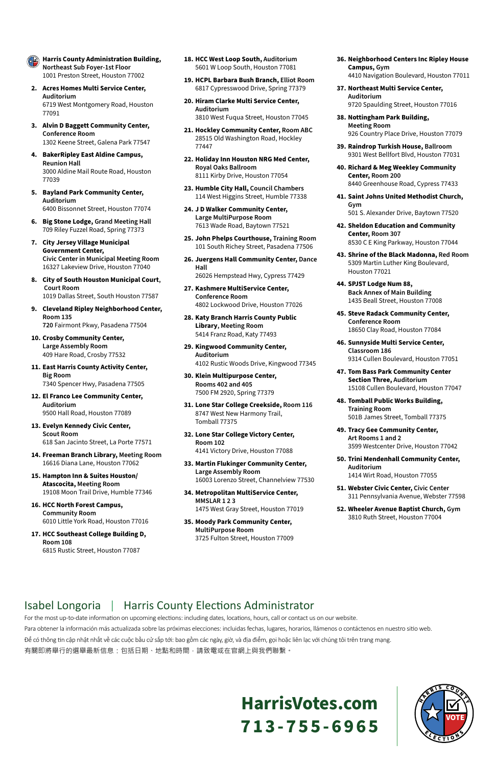1. **Harris County Administration Building,** **Northeast Sub Foyer-1st Floor**
   1001 Preston Street, Houston 77002
2. **Acres Homes Multi Service Center, Auditorium**
   6719 West Montgomery Road, Houston 77091
3. **Alvin D Baggett Community Center, Conference Room**
   1302 Keene Street, Galena Park 77547
4. **BakerRipley East Aldine Campus, Reunion Hall**
   3000 Aldine Mail Route Road, Houston 77039
5. **Bayland Park Community Center, Auditorium**
   6400 Bissonnet Street, Houston 77074
6. **Big Stone Lodge,** Grand Meeting Hall
   709 Riley Fuzzel Road, Spring 77373
7. **City Jersey Village Municipal Government Center,** Civic Center in Municipal Meeting Room
   16327 Lakeview Drive, Houston 77040
8. **City of South Houston Municipal Court,** Court Room
   1019 Dallas Street, South Houston 77587
9. **Cleveland Ripley Neighborhood Center,** Room 135
   **720** Fairmont Pkwy, Pasadena 77504
10. **Crosby Community Center, Large Assembly Room**
    409 Hare Road, Crosby 77532
11. **East Harris County Activity Center, Big Room**
    7340 Spencer Hwy, Pasadena 77505
12. **El Franco Lee Community Center, Auditorium**
    9500 Hall Road, Houston 77089
13. **Evelyn Kennedy Civic Center, Scout Room**
    618 San Jacinto Street, La Porte 77571
14. **Freeman Branch Library,** Meeting Room
    16616 Diana Lane, Houston 77062
15. **Hampton Inn & Suites Houston/ Atascocita,** Meeting Room
    19108 Moon Trail Drive, Humble 77346
16. **HCC North Forest Campus, Community Room**
    6010 Little York Road, Houston 77016
17. **HCC Southeast College Building D, Room 108**
    6815 Rustic Street, Houston 77087
18. **HCC West Loop South,** Auditorium
    5601 W Loop South, Houston 77081
19. **HCPL Barbara Bush Branch,** Elliot Room
    6817 Cypresswood Drive, Spring 77379
20. **Hiram Clarke Multi Service Center, Auditorium**
    3810 West Fuqua Street, Houston 77045
21. **Hockley Community Center,** Room ABC
    28515 Old Washington Road, Hockley 77447
22. **Holiday Inn Houston NRG Med Center, Royal Oaks Ballroom**
    8111 Kirby Drive, Houston 77054
23. **Humble City Hall,** Council Chambers
    114 West Higgins Street, Humble 77338
24. **J D Walker Community Center, Large MultiPurpose Room**
    7613 Wade Road, Baytown 77521
25. **John Phelps Courthouse,** Training Room
    101 South Richey Street, Pasadena 77506
26. **Juergens Hall Community Center,** Dance Hall
    26026 Hempstead Hwy, Cypress 77429
27. **Kashmere MultiService Center, Conference Room**
    4802 Lockwood Drive, Houston 77026
28. **Katy Branch Harris County Public Library,** Meeting Room
    5414 Franz Road, Katy 77493
29. **Kingwood Community Center, Auditorium**
    4102 Rustic Woods Drive, Kingwood 77345
30. **Klein Multipurpose Center, Rooms 402 and 405**
    7500 FM 2920, Spring 77379
31. **Lone Star College Creekside,** Room 116
    8747 West New Harmony Trail, Tomball 77375
32. **Lone Star College Victory Center, Room 102**
    4141 Victory Drive, Houston 77088
33. **Martin Flukinger Community Center, Large Assembly Room**
    16003 Lorenzo Street, Channelview 77530
34. **Metropolitan MultiService Center, MMSLAR 1 2 3**
    1475 West Gray Street, Houston 77019
35. **Moody Park Community Center, MultiPurpose Room**
    3725 Fulton Street, Houston 77009
36. **Neighborhood Centers Inc Ripley House Campus,** Gym
    4410 Navigation Boulevard, Houston 77011
37. **Northeast Multi Service Center, Auditorium**
    9720 Spaulding Street, Houston 77016
38. **Nottingham Park Building, Meeting Room**
    926 Country Place Drive, Houston 77079
39. **Raindrop Turkish House,** Ballroom
    9301 West Bellfort Blvd, Houston 77031
40. **Richard & Meg Weekley Community Center,** Room 200
    8440 Greenhouse Road, Cypress 77433
41. **Saint Johns United Methodist Church,** Gym
    501 S. Alexander Drive, Baytown 77520
42. **Sheldon Education and Community Center,** Room 307
    8530 C E King Parkway, Houston 77044
43. **Shrine of the Black Madonna,** Red Room
    5309 Martin Luther King Boulevard, Houston 77021
44. **SPJST Lodge Num 88, Back Annex of Main Building**
    1435 Beall Street, Houston 77008
45. **Steve Radack Community Center, Conference Room**
    18650 Clay Road, Houston 77084
46. **Sunnyside Multi Service Center, Classroom 186**
    9314 Cullen Boulevard, Houston 77051
47. **Tom Bass Park Community Center Section Three,** Auditorium
    15108 Cullen Boulevard, Houston 77047
48. **Tomball Public Works Building, Training Room**
    501B James Street, Tomball 77375
49. **Tracy Gee Community Center, Art Rooms 1 and 2**
    3599 Westcenter Drive, Houston 77042
50. **Trini Mendenhall Community Center, Auditorium**
    1414 Wirt Road, Houston 77055
51. **Webster Civic Center,** Civic Center
    311 Pennsylvania Avenue, Webster 77598
52. **Wheeler Avenue Baptist Church,** Gym
    3810 Ruth Street, Houston 77004

## Isabel Longoria | Harris County Elections Administrator

For the most up-to-date information on upcoming elections: including dates, locations, hours, call or contact us on our website.

Para obtener la información más actualizada sobre las próximas elecciones: incluidas fechas, lugares, horarios, llámenos o contáctenos en nuestro sitio web.

Để có thông tin cập nhật nhất về các cuộc bầu cử sắp tới: bao gồm các ngày, giờ, và địa điểm, gọi hoặc liên lạc với chúng tôi trên trang mạng.

有關即將舉行的選舉最新信息：包括日期、地點和時間，請致電或在官網上與我們聯繫。

**HarrisVotes.com**
**713-755-6965**

HARRIS COUNTY VOTE ELECTIONS